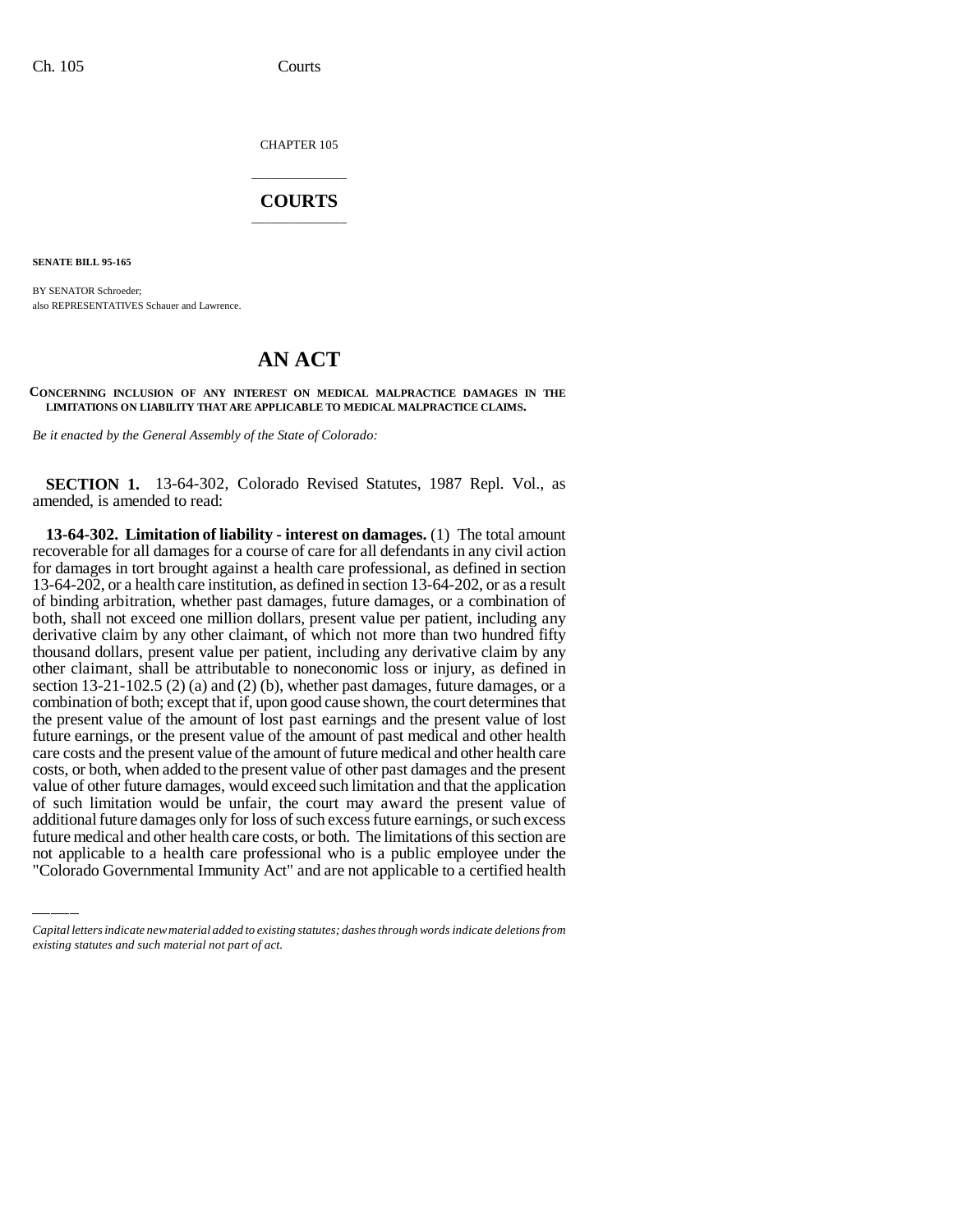CHAPTER 105

# COURTS

**SENATE BILL 95-165**

BY SENATOR Schroeder;
also REPRESENTATIVES Schauer and Lawrence.

# AN ACT

**CONCERNING INCLUSION OF ANY INTEREST ON MEDICAL MALPRACTICE DAMAGES IN THE LIMITATIONS ON LIABILITY THAT ARE APPLICABLE TO MEDICAL MALPRACTICE CLAIMS.**

*Be it enacted by the General Assembly of the State of Colorado:*

**SECTION 1.** 13-64-302, Colorado Revised Statutes, 1987 Repl. Vol., as amended, is amended to read:

**13-64-302. Limitation of liability - interest on damages.** (1) The total amount recoverable for all damages for a course of care for all defendants in any civil action for damages in tort brought against a health care professional, as defined in section 13-64-202, or a health care institution, as defined in section 13-64-202, or as a result of binding arbitration, whether past damages, future damages, or a combination of both, shall not exceed one million dollars, present value per patient, including any derivative claim by any other claimant, of which not more than two hundred fifty thousand dollars, present value per patient, including any derivative claim by any other claimant, shall be attributable to noneconomic loss or injury, as defined in section 13-21-102.5 (2) (a) and (2) (b), whether past damages, future damages, or a combination of both; except that if, upon good cause shown, the court determines that the present value of the amount of lost past earnings and the present value of lost future earnings, or the present value of the amount of past medical and other health care costs and the present value of the amount of future medical and other health care costs, or both, when added to the present value of other past damages and the present value of other future damages, would exceed such limitation and that the application of such limitation would be unfair, the court may award the present value of additional future damages only for loss of such excess future earnings, or such excess future medical and other health care costs, or both. The limitations of this section are not applicable to a health care professional who is a public employee under the "Colorado Governmental Immunity Act" and are not applicable to a certified health

*Capital letters indicate new material added to existing statutes; dashes through words indicate deletions from existing statutes and such material not part of act.*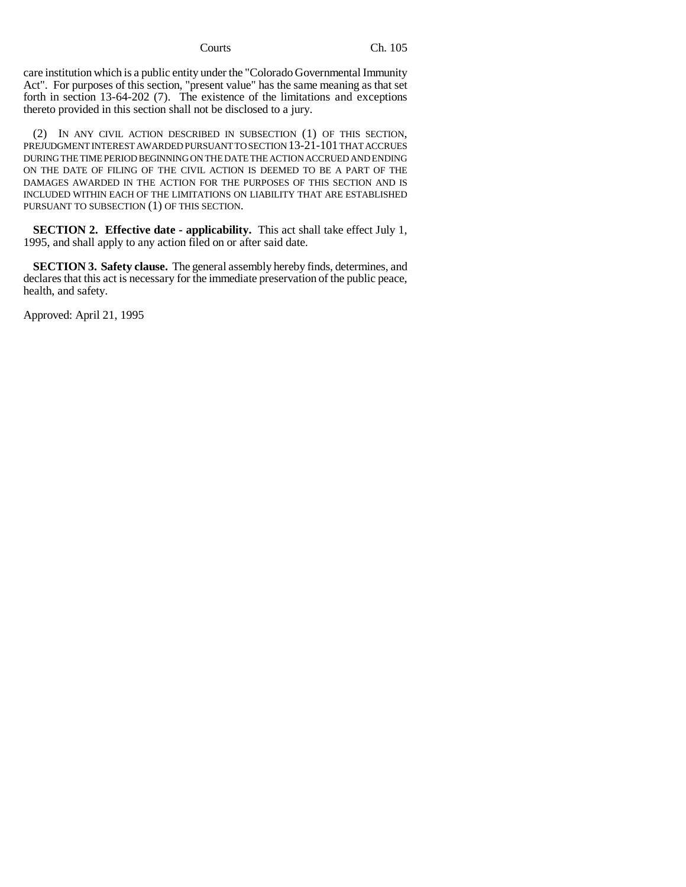care institution which is a public entity under the "Colorado Governmental Immunity Act". For purposes of this section, "present value" has the same meaning as that set forth in section 13-64-202 (7). The existence of the limitations and exceptions thereto provided in this section shall not be disclosed to a jury.

(2) IN ANY CIVIL ACTION DESCRIBED IN SUBSECTION (1) OF THIS SECTION, PREJUDGMENT INTEREST AWARDED PURSUANT TO SECTION 13-21-101 THAT ACCRUES DURING THE TIME PERIOD BEGINNING ON THE DATE THE ACTION ACCRUED AND ENDING ON THE DATE OF FILING OF THE CIVIL ACTION IS DEEMED TO BE A PART OF THE DAMAGES AWARDED IN THE ACTION FOR THE PURPOSES OF THIS SECTION AND IS INCLUDED WITHIN EACH OF THE LIMITATIONS ON LIABILITY THAT ARE ESTABLISHED PURSUANT TO SUBSECTION (1) OF THIS SECTION.

**SECTION 2. Effective date - applicability.** This act shall take effect July 1, 1995, and shall apply to any action filed on or after said date.

**SECTION 3. Safety clause.** The general assembly hereby finds, determines, and declares that this act is necessary for the immediate preservation of the public peace, health, and safety.

Approved: April 21, 1995